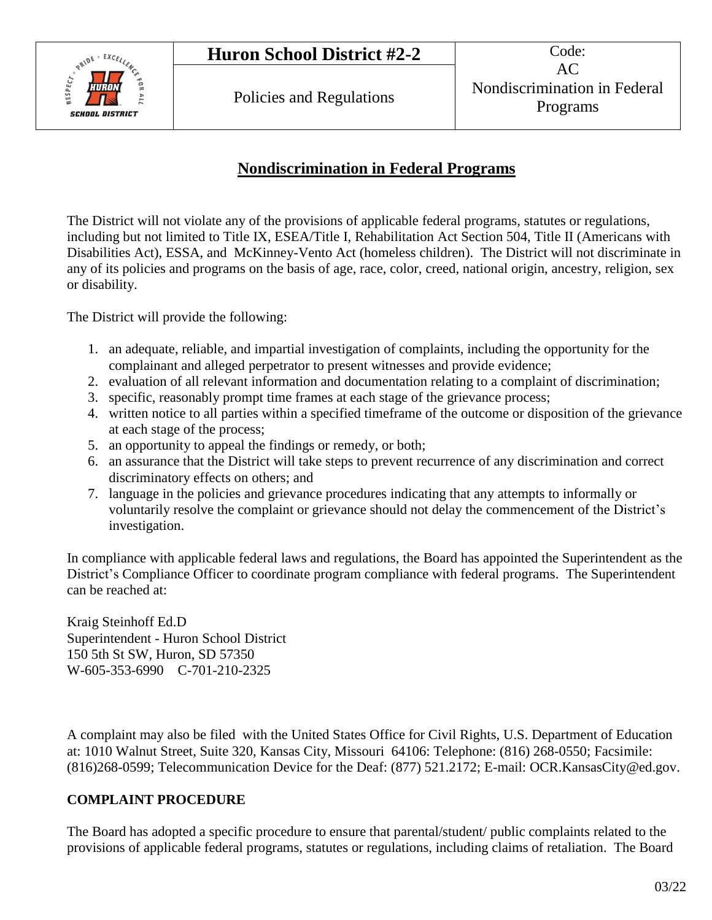| | Huron School District #2-2 | Code: AC |
|---|---|---|
| | Policies and Regulations | Nondiscrimination in Federal Programs |

## Nondiscrimination in Federal Programs

The District will not violate any of the provisions of applicable federal programs, statutes or regulations, including but not limited to Title IX, ESEA/Title I, Rehabilitation Act Section 504, Title II (Americans with Disabilities Act), ESSA, and McKinney-Vento Act (homeless children). The District will not discriminate in any of its policies and programs on the basis of age, race, color, creed, national origin, ancestry, religion, sex or disability.

The District will provide the following:

1. an adequate, reliable, and impartial investigation of complaints, including the opportunity for the complainant and alleged perpetrator to present witnesses and provide evidence;
2. evaluation of all relevant information and documentation relating to a complaint of discrimination;
3. specific, reasonably prompt time frames at each stage of the grievance process;
4. written notice to all parties within a specified timeframe of the outcome or disposition of the grievance at each stage of the process;
5. an opportunity to appeal the findings or remedy, or both;
6. an assurance that the District will take steps to prevent recurrence of any discrimination and correct discriminatory effects on others; and
7. language in the policies and grievance procedures indicating that any attempts to informally or voluntarily resolve the complaint or grievance should not delay the commencement of the District's investigation.

In compliance with applicable federal laws and regulations, the Board has appointed the Superintendent as the District's Compliance Officer to coordinate program compliance with federal programs. The Superintendent can be reached at:

Kraig Steinhoff Ed.D
Superintendent - Huron School District
150 5th St SW, Huron, SD 57350
W-605-353-6990 C-701-210-2325

A complaint may also be filed with the United States Office for Civil Rights, U.S. Department of Education at: 1010 Walnut Street, Suite 320, Kansas City, Missouri 64106: Telephone: (816) 268-0550; Facsimile: (816)268-0599; Telecommunication Device for the Deaf: (877) 521.2172; E-mail: OCR.KansasCity@ed.gov.

**COMPLAINT PROCEDURE**

The Board has adopted a specific procedure to ensure that parental/student/ public complaints related to the provisions of applicable federal programs, statutes or regulations, including claims of retaliation. The Board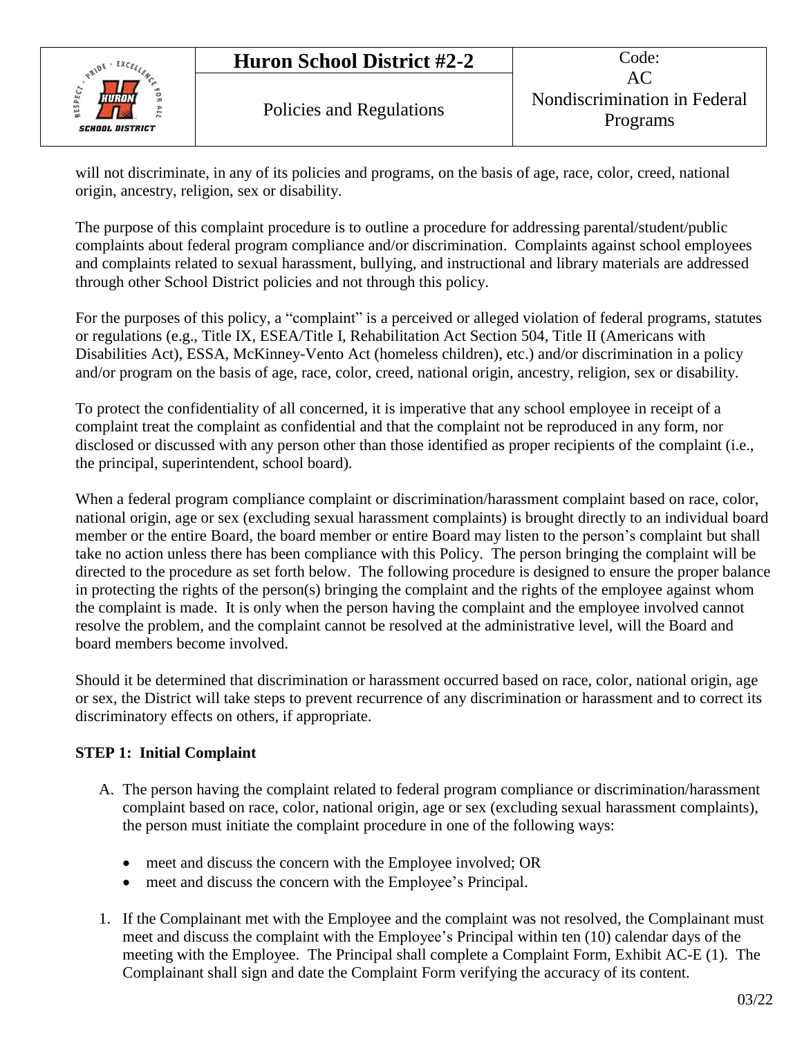will not discriminate, in any of its policies and programs, on the basis of age, race, color, creed, national origin, ancestry, religion, sex or disability.

The purpose of this complaint procedure is to outline a procedure for addressing parental/student/public complaints about federal program compliance and/or discrimination. Complaints against school employees and complaints related to sexual harassment, bullying, and instructional and library materials are addressed through other School District policies and not through this policy.

For the purposes of this policy, a "complaint" is a perceived or alleged violation of federal programs, statutes or regulations (e.g., Title IX, ESEA/Title I, Rehabilitation Act Section 504, Title II (Americans with Disabilities Act), ESSA, McKinney-Vento Act (homeless children), etc.) and/or discrimination in a policy and/or program on the basis of age, race, color, creed, national origin, ancestry, religion, sex or disability.

To protect the confidentiality of all concerned, it is imperative that any school employee in receipt of a complaint treat the complaint as confidential and that the complaint not be reproduced in any form, nor disclosed or discussed with any person other than those identified as proper recipients of the complaint (i.e., the principal, superintendent, school board).

When a federal program compliance complaint or discrimination/harassment complaint based on race, color, national origin, age or sex (excluding sexual harassment complaints) is brought directly to an individual board member or the entire Board, the board member or entire Board may listen to the person's complaint but shall take no action unless there has been compliance with this Policy. The person bringing the complaint will be directed to the procedure as set forth below. The following procedure is designed to ensure the proper balance in protecting the rights of the person(s) bringing the complaint and the rights of the employee against whom the complaint is made. It is only when the person having the complaint and the employee involved cannot resolve the problem, and the complaint cannot be resolved at the administrative level, will the Board and board members become involved.

Should it be determined that discrimination or harassment occurred based on race, color, national origin, age or sex, the District will take steps to prevent recurrence of any discrimination or harassment and to correct its discriminatory effects on others, if appropriate.

**STEP 1: Initial Complaint**

A. The person having the complaint related to federal program compliance or discrimination/harassment complaint based on race, color, national origin, age or sex (excluding sexual harassment complaints), the person must initiate the complaint procedure in one of the following ways:

- meet and discuss the concern with the Employee involved; OR
- meet and discuss the concern with the Employee's Principal.

1. If the Complainant met with the Employee and the complaint was not resolved, the Complainant must meet and discuss the complaint with the Employee's Principal within ten (10) calendar days of the meeting with the Employee. The Principal shall complete a Complaint Form, Exhibit AC-E (1). The Complainant shall sign and date the Complaint Form verifying the accuracy of its content.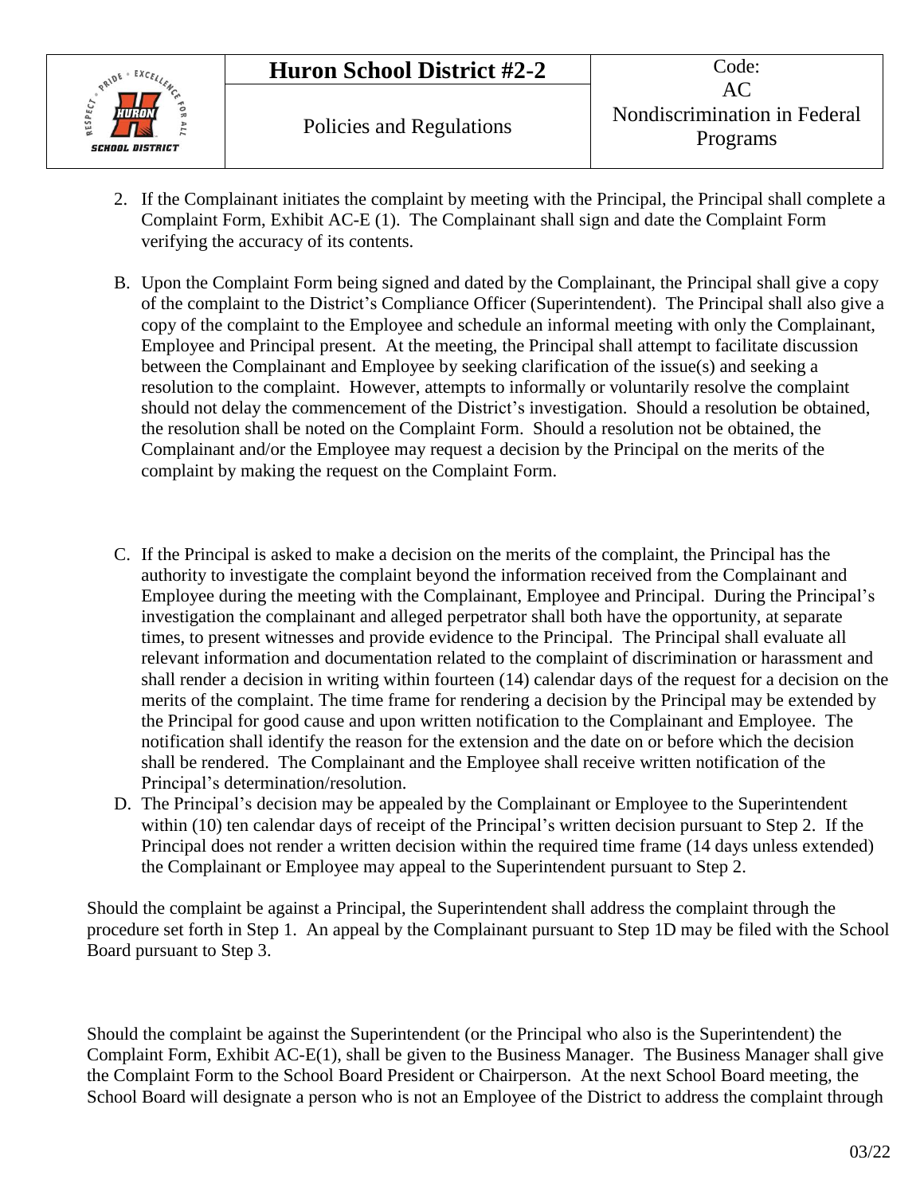2. If the Complainant initiates the complaint by meeting with the Principal, the Principal shall complete a Complaint Form, Exhibit AC-E (1). The Complainant shall sign and date the Complaint Form verifying the accuracy of its contents.

B. Upon the Complaint Form being signed and dated by the Complainant, the Principal shall give a copy of the complaint to the District's Compliance Officer (Superintendent). The Principal shall also give a copy of the complaint to the Employee and schedule an informal meeting with only the Complainant, Employee and Principal present. At the meeting, the Principal shall attempt to facilitate discussion between the Complainant and Employee by seeking clarification of the issue(s) and seeking a resolution to the complaint. However, attempts to informally or voluntarily resolve the complaint should not delay the commencement of the District's investigation. Should a resolution be obtained, the resolution shall be noted on the Complaint Form. Should a resolution not be obtained, the Complainant and/or the Employee may request a decision by the Principal on the merits of the complaint by making the request on the Complaint Form.

C. If the Principal is asked to make a decision on the merits of the complaint, the Principal has the authority to investigate the complaint beyond the information received from the Complainant and Employee during the meeting with the Complainant, Employee and Principal. During the Principal's investigation the complainant and alleged perpetrator shall both have the opportunity, at separate times, to present witnesses and provide evidence to the Principal. The Principal shall evaluate all relevant information and documentation related to the complaint of discrimination or harassment and shall render a decision in writing within fourteen (14) calendar days of the request for a decision on the merits of the complaint. The time frame for rendering a decision by the Principal may be extended by the Principal for good cause and upon written notification to the Complainant and Employee. The notification shall identify the reason for the extension and the date on or before which the decision shall be rendered. The Complainant and the Employee shall receive written notification of the Principal's determination/resolution.

D. The Principal's decision may be appealed by the Complainant or Employee to the Superintendent within (10) ten calendar days of receipt of the Principal's written decision pursuant to Step 2. If the Principal does not render a written decision within the required time frame (14 days unless extended) the Complainant or Employee may appeal to the Superintendent pursuant to Step 2.

Should the complaint be against a Principal, the Superintendent shall address the complaint through the procedure set forth in Step 1. An appeal by the Complainant pursuant to Step 1D may be filed with the School Board pursuant to Step 3.

Should the complaint be against the Superintendent (or the Principal who also is the Superintendent) the Complaint Form, Exhibit AC-E(1), shall be given to the Business Manager. The Business Manager shall give the Complaint Form to the School Board President or Chairperson. At the next School Board meeting, the School Board will designate a person who is not an Employee of the District to address the complaint through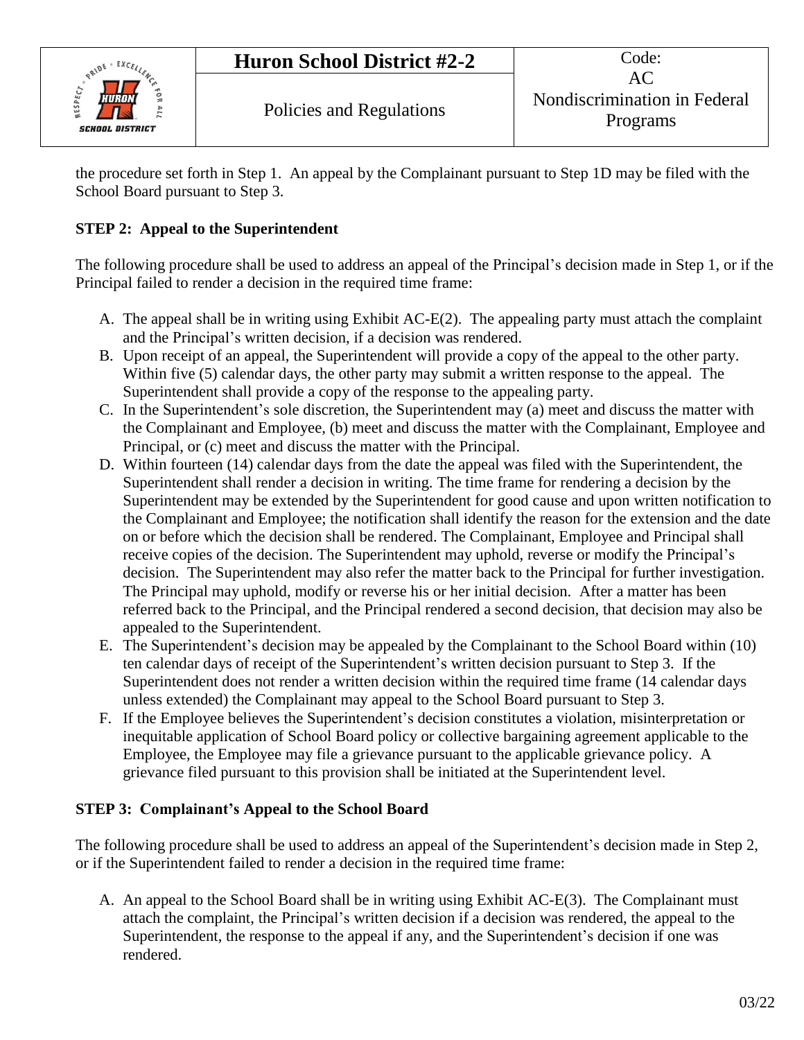the procedure set forth in Step 1. An appeal by the Complainant pursuant to Step 1D may be filed with the School Board pursuant to Step 3.

**STEP 2: Appeal to the Superintendent**

The following procedure shall be used to address an appeal of the Principal's decision made in Step 1, or if the Principal failed to render a decision in the required time frame:

A. The appeal shall be in writing using Exhibit AC-E(2). The appealing party must attach the complaint and the Principal's written decision, if a decision was rendered.
B. Upon receipt of an appeal, the Superintendent will provide a copy of the appeal to the other party. Within five (5) calendar days, the other party may submit a written response to the appeal. The Superintendent shall provide a copy of the response to the appealing party.
C. In the Superintendent's sole discretion, the Superintendent may (a) meet and discuss the matter with the Complainant and Employee, (b) meet and discuss the matter with the Complainant, Employee and Principal, or (c) meet and discuss the matter with the Principal.
D. Within fourteen (14) calendar days from the date the appeal was filed with the Superintendent, the Superintendent shall render a decision in writing. The time frame for rendering a decision by the Superintendent may be extended by the Superintendent for good cause and upon written notification to the Complainant and Employee; the notification shall identify the reason for the extension and the date on or before which the decision shall be rendered. The Complainant, Employee and Principal shall receive copies of the decision. The Superintendent may uphold, reverse or modify the Principal's decision. The Superintendent may also refer the matter back to the Principal for further investigation. The Principal may uphold, modify or reverse his or her initial decision. After a matter has been referred back to the Principal, and the Principal rendered a second decision, that decision may also be appealed to the Superintendent.
E. The Superintendent's decision may be appealed by the Complainant to the School Board within (10) ten calendar days of receipt of the Superintendent's written decision pursuant to Step 3. If the Superintendent does not render a written decision within the required time frame (14 calendar days unless extended) the Complainant may appeal to the School Board pursuant to Step 3.
F. If the Employee believes the Superintendent's decision constitutes a violation, misinterpretation or inequitable application of School Board policy or collective bargaining agreement applicable to the Employee, the Employee may file a grievance pursuant to the applicable grievance policy. A grievance filed pursuant to this provision shall be initiated at the Superintendent level.

**STEP 3: Complainant's Appeal to the School Board**

The following procedure shall be used to address an appeal of the Superintendent's decision made in Step 2, or if the Superintendent failed to render a decision in the required time frame:

A. An appeal to the School Board shall be in writing using Exhibit AC-E(3). The Complainant must attach the complaint, the Principal's written decision if a decision was rendered, the appeal to the Superintendent, the response to the appeal if any, and the Superintendent's decision if one was rendered.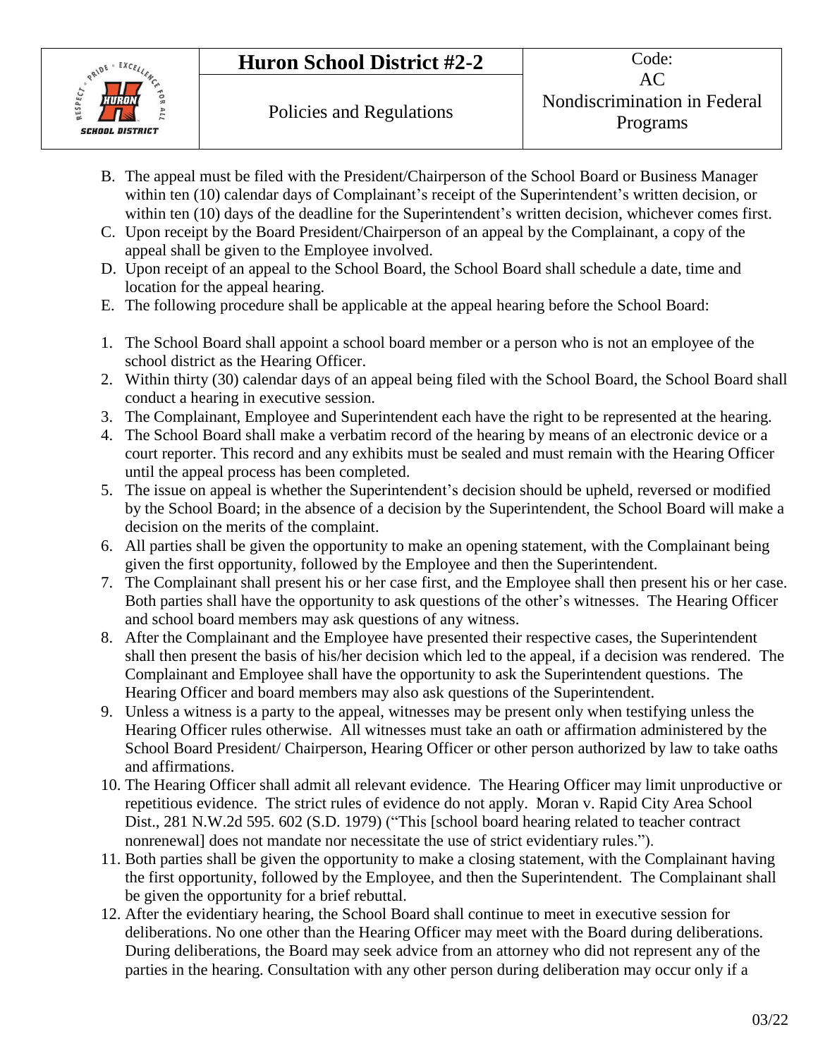B. The appeal must be filed with the President/Chairperson of the School Board or Business Manager within ten (10) calendar days of Complainant's receipt of the Superintendent's written decision, or within ten (10) days of the deadline for the Superintendent's written decision, whichever comes first.

C. Upon receipt by the Board President/Chairperson of an appeal by the Complainant, a copy of the appeal shall be given to the Employee involved.

D. Upon receipt of an appeal to the School Board, the School Board shall schedule a date, time and location for the appeal hearing.

E. The following procedure shall be applicable at the appeal hearing before the School Board:

1. The School Board shall appoint a school board member or a person who is not an employee of the school district as the Hearing Officer.
2. Within thirty (30) calendar days of an appeal being filed with the School Board, the School Board shall conduct a hearing in executive session.
3. The Complainant, Employee and Superintendent each have the right to be represented at the hearing.
4. The School Board shall make a verbatim record of the hearing by means of an electronic device or a court reporter. This record and any exhibits must be sealed and must remain with the Hearing Officer until the appeal process has been completed.
5. The issue on appeal is whether the Superintendent's decision should be upheld, reversed or modified by the School Board; in the absence of a decision by the Superintendent, the School Board will make a decision on the merits of the complaint.
6. All parties shall be given the opportunity to make an opening statement, with the Complainant being given the first opportunity, followed by the Employee and then the Superintendent.
7. The Complainant shall present his or her case first, and the Employee shall then present his or her case. Both parties shall have the opportunity to ask questions of the other's witnesses. The Hearing Officer and school board members may ask questions of any witness.
8. After the Complainant and the Employee have presented their respective cases, the Superintendent shall then present the basis of his/her decision which led to the appeal, if a decision was rendered. The Complainant and Employee shall have the opportunity to ask the Superintendent questions. The Hearing Officer and board members may also ask questions of the Superintendent.
9. Unless a witness is a party to the appeal, witnesses may be present only when testifying unless the Hearing Officer rules otherwise. All witnesses must take an oath or affirmation administered by the School Board President/ Chairperson, Hearing Officer or other person authorized by law to take oaths and affirmations.
10. The Hearing Officer shall admit all relevant evidence. The Hearing Officer may limit unproductive or repetitious evidence. The strict rules of evidence do not apply. Moran v. Rapid City Area School Dist., 281 N.W.2d 595. 602 (S.D. 1979) ("This [school board hearing related to teacher contract nonrenewal] does not mandate nor necessitate the use of strict evidentiary rules.").
11. Both parties shall be given the opportunity to make a closing statement, with the Complainant having the first opportunity, followed by the Employee, and then the Superintendent. The Complainant shall be given the opportunity for a brief rebuttal.
12. After the evidentiary hearing, the School Board shall continue to meet in executive session for deliberations. No one other than the Hearing Officer may meet with the Board during deliberations. During deliberations, the Board may seek advice from an attorney who did not represent any of the parties in the hearing. Consultation with any other person during deliberation may occur only if a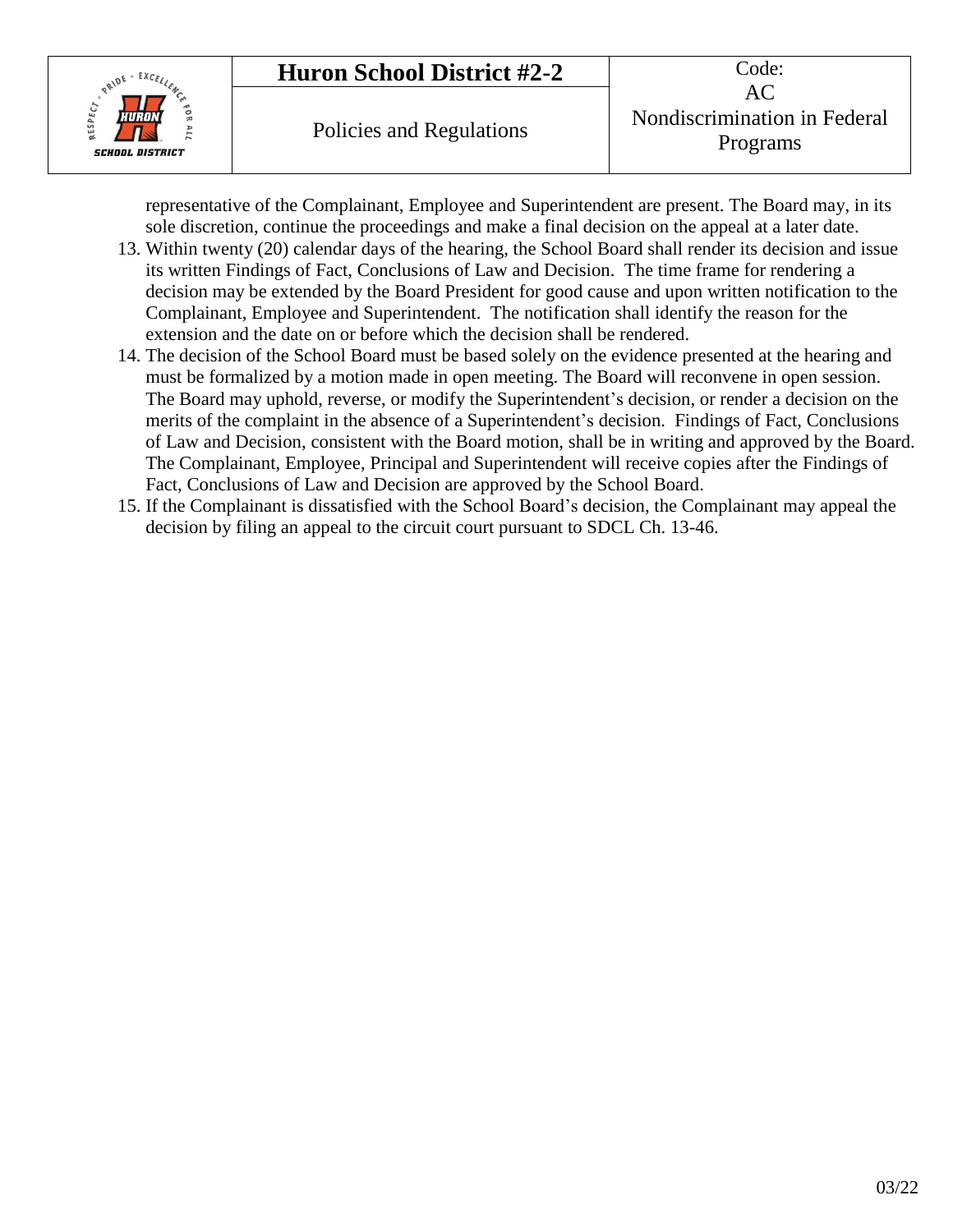representative of the Complainant, Employee and Superintendent are present. The Board may, in its sole discretion, continue the proceedings and make a final decision on the appeal at a later date.

13. Within twenty (20) calendar days of the hearing, the School Board shall render its decision and issue its written Findings of Fact, Conclusions of Law and Decision. The time frame for rendering a decision may be extended by the Board President for good cause and upon written notification to the Complainant, Employee and Superintendent. The notification shall identify the reason for the extension and the date on or before which the decision shall be rendered.
14. The decision of the School Board must be based solely on the evidence presented at the hearing and must be formalized by a motion made in open meeting. The Board will reconvene in open session. The Board may uphold, reverse, or modify the Superintendent's decision, or render a decision on the merits of the complaint in the absence of a Superintendent's decision. Findings of Fact, Conclusions of Law and Decision, consistent with the Board motion, shall be in writing and approved by the Board. The Complainant, Employee, Principal and Superintendent will receive copies after the Findings of Fact, Conclusions of Law and Decision are approved by the School Board.
15. If the Complainant is dissatisfied with the School Board's decision, the Complainant may appeal the decision by filing an appeal to the circuit court pursuant to SDCL Ch. 13-46.